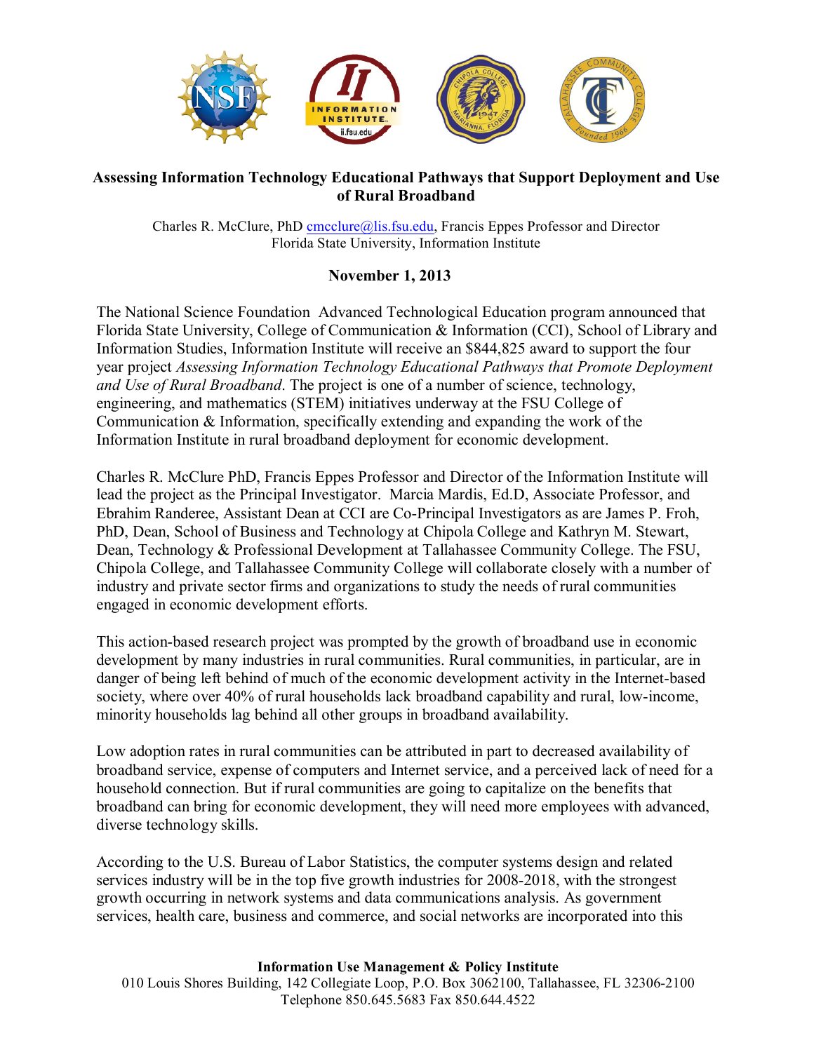**Assessing Information Technology Educational Pathways that Support Deployment and Use of Rural Broadband**

Charles R. McClure, PhD cmcclure@lis.fsu.edu, Francis Eppes Professor and Director
Florida State University, Information Institute

**November 1, 2013**

The National Science Foundation Advanced Technological Education program announced that Florida State University, College of Communication & Information (CCI), School of Library and Information Studies, Information Institute will receive an $844,825 award to support the four year project *Assessing Information Technology Educational Pathways that Promote Deployment and Use of Rural Broadband*. The project is one of a number of science, technology, engineering, and mathematics (STEM) initiatives underway at the FSU College of Communication & Information, specifically extending and expanding the work of the Information Institute in rural broadband deployment for economic development.

Charles R. McClure PhD, Francis Eppes Professor and Director of the Information Institute will lead the project as the Principal Investigator. Marcia Mardis, Ed.D, Associate Professor, and Ebrahim Randeree, Assistant Dean at CCI are Co-Principal Investigators as are James P. Froh, PhD, Dean, School of Business and Technology at Chipola College and Kathryn M. Stewart, Dean, Technology & Professional Development at Tallahassee Community College. The FSU, Chipola College, and Tallahassee Community College will collaborate closely with a number of industry and private sector firms and organizations to study the needs of rural communities engaged in economic development efforts.

This action-based research project was prompted by the growth of broadband use in economic development by many industries in rural communities. Rural communities, in particular, are in danger of being left behind of much of the economic development activity in the Internet-based society, where over 40% of rural households lack broadband capability and rural, low-income, minority households lag behind all other groups in broadband availability.

Low adoption rates in rural communities can be attributed in part to decreased availability of broadband service, expense of computers and Internet service, and a perceived lack of need for a household connection. But if rural communities are going to capitalize on the benefits that broadband can bring for economic development, they will need more employees with advanced, diverse technology skills.

According to the U.S. Bureau of Labor Statistics, the computer systems design and related services industry will be in the top five growth industries for 2008-2018, with the strongest growth occurring in network systems and data communications analysis. As government services, health care, business and commerce, and social networks are incorporated into this

**Information Use Management & Policy Institute**
010 Louis Shores Building, 142 Collegiate Loop, P.O. Box 3062100, Tallahassee, FL 32306-2100
Telephone 850.645.5683 Fax 850.644.4522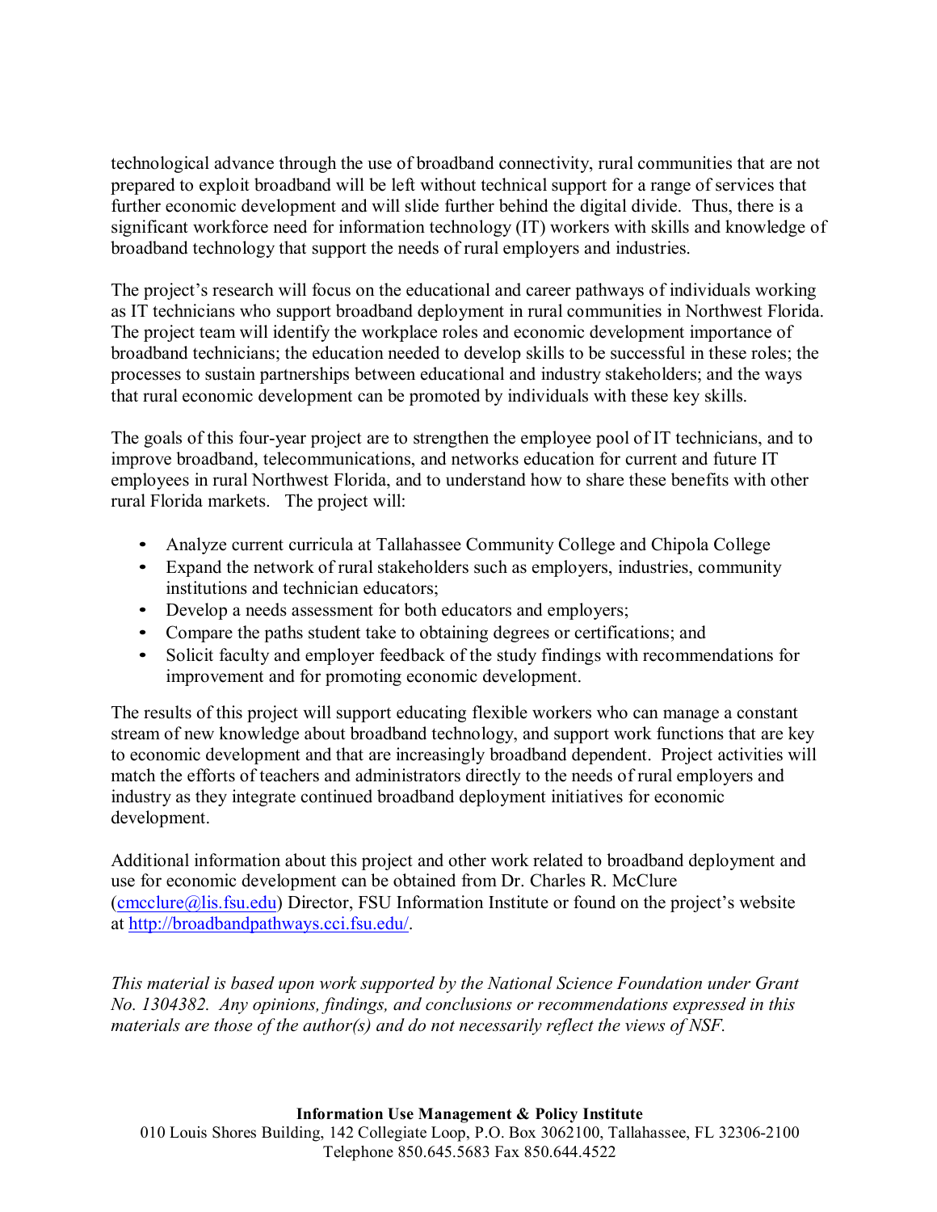technological advance through the use of broadband connectivity, rural communities that are not prepared to exploit broadband will be left without technical support for a range of services that further economic development and will slide further behind the digital divide. Thus, there is a significant workforce need for information technology (IT) workers with skills and knowledge of broadband technology that support the needs of rural employers and industries.

The project's research will focus on the educational and career pathways of individuals working as IT technicians who support broadband deployment in rural communities in Northwest Florida. The project team will identify the workplace roles and economic development importance of broadband technicians; the education needed to develop skills to be successful in these roles; the processes to sustain partnerships between educational and industry stakeholders; and the ways that rural economic development can be promoted by individuals with these key skills.

The goals of this four-year project are to strengthen the employee pool of IT technicians, and to improve broadband, telecommunications, and networks education for current and future IT employees in rural Northwest Florida, and to understand how to share these benefits with other rural Florida markets. The project will:

- Analyze current curricula at Tallahassee Community College and Chipola College
- Expand the network of rural stakeholders such as employers, industries, community institutions and technician educators;
- Develop a needs assessment for both educators and employers;
- Compare the paths student take to obtaining degrees or certifications; and
- Solicit faculty and employer feedback of the study findings with recommendations for improvement and for promoting economic development.

The results of this project will support educating flexible workers who can manage a constant stream of new knowledge about broadband technology, and support work functions that are key to economic development and that are increasingly broadband dependent. Project activities will match the efforts of teachers and administrators directly to the needs of rural employers and industry as they integrate continued broadband deployment initiatives for economic development.

Additional information about this project and other work related to broadband deployment and use for economic development can be obtained from Dr. Charles R. McClure (cmcclure@lis.fsu.edu) Director, FSU Information Institute or found on the project's website at http://broadbandpathways.cci.fsu.edu/.

*This material is based upon work supported by the National Science Foundation under Grant No. 1304382. Any opinions, findings, and conclusions or recommendations expressed in this materials are those of the author(s) and do not necessarily reflect the views of NSF.*

**Information Use Management & Policy Institute**
010 Louis Shores Building, 142 Collegiate Loop, P.O. Box 3062100, Tallahassee, FL 32306-2100
Telephone 850.645.5683 Fax 850.644.4522